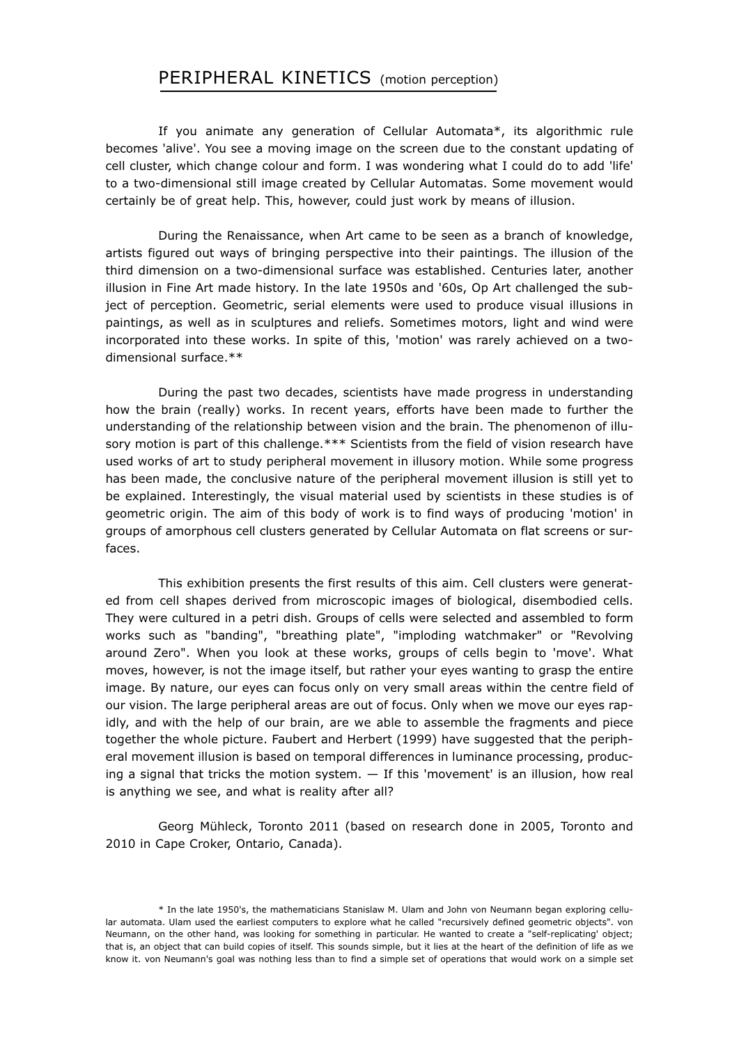# PERIPHERAL KINETICS (motion perception)

If you animate any generation of Cellular Automata*, its algorithmic rule becomes 'alive'. You see a moving image on the screen due to the constant updating of cell cluster, which change colour and form. I was wondering what I could do to add 'life' to a two-dimensional still image created by Cellular Automatas. Some movement would certainly be of great help. This, however, could just work by means of illusion.

During the Renaissance, when Art came to be seen as a branch of knowledge, artists figured out ways of bringing perspective into their paintings. The illusion of the third dimension on a two-dimensional surface was established. Centuries later, another illusion in Fine Art made history. In the late 1950s and '60s, Op Art challenged the subject of perception. Geometric, serial elements were used to produce visual illusions in paintings, as well as in sculptures and reliefs. Sometimes motors, light and wind were incorporated into these works. In spite of this, 'motion' was rarely achieved on a two-dimensional surface.**

During the past two decades, scientists have made progress in understanding how the brain (really) works. In recent years, efforts have been made to further the understanding of the relationship between vision and the brain. The phenomenon of illusory motion is part of this challenge.*** Scientists from the field of vision research have used works of art to study peripheral movement in illusory motion. While some progress has been made, the conclusive nature of the peripheral movement illusion is still yet to be explained. Interestingly, the visual material used by scientists in these studies is of geometric origin. The aim of this body of work is to find ways of producing 'motion' in groups of amorphous cell clusters generated by Cellular Automata on flat screens or surfaces.

This exhibition presents the first results of this aim. Cell clusters were generated from cell shapes derived from microscopic images of biological, disembodied cells. They were cultured in a petri dish. Groups of cells were selected and assembled to form works such as "banding", "breathing plate", "imploding watchmaker" or "Revolving around Zero". When you look at these works, groups of cells begin to 'move'. What moves, however, is not the image itself, but rather your eyes wanting to grasp the entire image. By nature, our eyes can focus only on very small areas within the centre field of our vision. The large peripheral areas are out of focus. Only when we move our eyes rapidly, and with the help of our brain, are we able to assemble the fragments and piece together the whole picture. Faubert and Herbert (1999) have suggested that the peripheral movement illusion is based on temporal differences in luminance processing, producing a signal that tricks the motion system. — If this 'movement' is an illusion, how real is anything we see, and what is reality after all?

Georg Mühleck, Toronto 2011 (based on research done in 2005, Toronto and 2010 in Cape Croker, Ontario, Canada).

* In the late 1950's, the mathematicians Stanislaw M. Ulam and John von Neumann began exploring cellular automata. Ulam used the earliest computers to explore what he called "recursively defined geometric objects". von Neumann, on the other hand, was looking for something in particular. He wanted to create a "self-replicating' object; that is, an object that can build copies of itself. This sounds simple, but it lies at the heart of the definition of life as we know it. von Neumann's goal was nothing less than to find a simple set of operations that would work on a simple set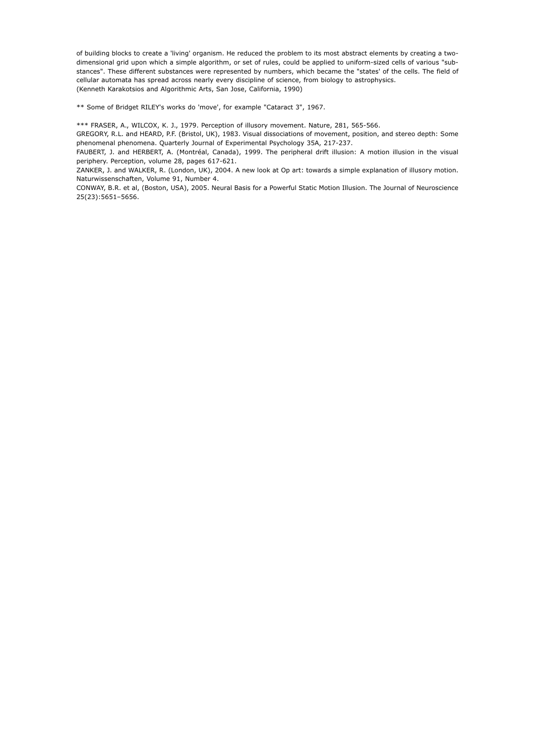of building blocks to create a 'living' organism. He reduced the problem to its most abstract elements by creating a two-dimensional grid upon which a simple algorithm, or set of rules, could be applied to uniform-sized cells of various "substances". These different substances were represented by numbers, which became the "states' of the cells. The field of cellular automata has spread across nearly every discipline of science, from biology to astrophysics.
(Kenneth Karakotsios and Algorithmic Arts, San Jose, California, 1990)

** Some of Bridget RILEY's works do 'move', for example "Cataract 3", 1967.

*** FRASER, A., WILCOX, K. J., 1979. Perception of illusory movement. Nature, 281, 565-566.
GREGORY, R.L. and HEARD, P.F. (Bristol, UK), 1983. Visual dissociations of movement, position, and stereo depth: Some phenomenal phenomena. Quarterly Journal of Experimental Psychology 35A, 217-237.
FAUBERT, J. and HERBERT, A. (Montréal, Canada), 1999. The peripheral drift illusion: A motion illusion in the visual periphery. Perception, volume 28, pages 617-621.
ZANKER, J. and WALKER, R. (London, UK), 2004. A new look at Op art: towards a simple explanation of illusory motion. Naturwissenschaften, Volume 91, Number 4.
CONWAY, B.R. et al, (Boston, USA), 2005. Neural Basis for a Powerful Static Motion Illusion. The Journal of Neuroscience 25(23):5651–5656.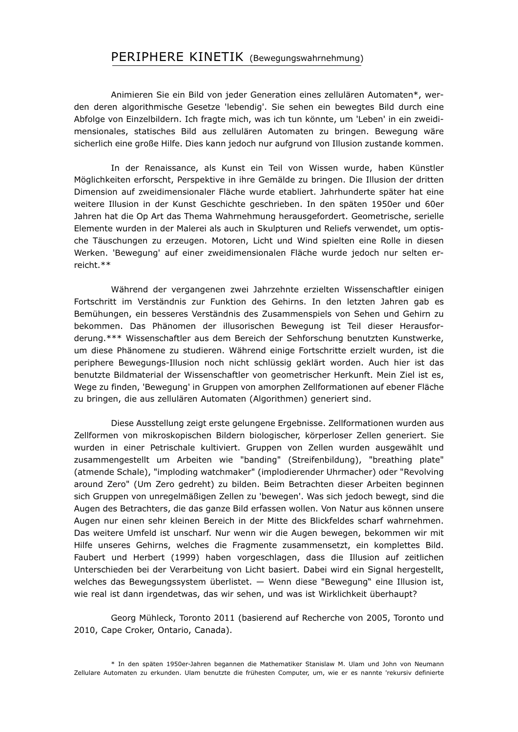# PERIPHERE KINETIK (Bewegungswahrnehmung)

Animieren Sie ein Bild von jeder Generation eines zellulären Automaten*, werden deren algorithmische Gesetze 'lebendig'. Sie sehen ein bewegtes Bild durch eine Abfolge von Einzelbildern. Ich fragte mich, was ich tun könnte, um 'Leben' in ein zweidimensionales, statisches Bild aus zellulären Automaten zu bringen. Bewegung wäre sicherlich eine große Hilfe. Dies kann jedoch nur aufgrund von Illusion zustande kommen.

In der Renaissance, als Kunst ein Teil von Wissen wurde, haben Künstler Möglichkeiten erforscht, Perspektive in ihre Gemälde zu bringen. Die Illusion der dritten Dimension auf zweidimensionaler Fläche wurde etabliert. Jahrhunderte später hat eine weitere Illusion in der Kunst Geschichte geschrieben. In den späten 1950er und 60er Jahren hat die Op Art das Thema Wahrnehmung herausgefordert. Geometrische, serielle Elemente wurden in der Malerei als auch in Skulpturen und Reliefs verwendet, um optische Täuschungen zu erzeugen. Motoren, Licht und Wind spielten eine Rolle in diesen Werken. 'Bewegung' auf einer zweidimensionalen Fläche wurde jedoch nur selten erreicht.**

Während der vergangenen zwei Jahrzehnte erzielten Wissenschaftler einigen Fortschritt im Verständnis zur Funktion des Gehirns. In den letzten Jahren gab es Bemühungen, ein besseres Verständnis des Zusammenspiels von Sehen und Gehirn zu bekommen. Das Phänomen der illusorischen Bewegung ist Teil dieser Herausforderung.*** Wissenschaftler aus dem Bereich der Sehforschung benutzten Kunstwerke, um diese Phänomene zu studieren. Während einige Fortschritte erzielt wurden, ist die periphere Bewegungs-Illusion noch nicht schlüssig geklärt worden. Auch hier ist das benutzte Bildmaterial der Wissenschaftler von geometrischer Herkunft. Mein Ziel ist es, Wege zu finden, 'Bewegung' in Gruppen von amorphen Zellformationen auf ebener Fläche zu bringen, die aus zellulären Automaten (Algorithmen) generiert sind.

Diese Ausstellung zeigt erste gelungene Ergebnisse. Zellformationen wurden aus Zellformen von mikroskopischen Bildern biologischer, körperloser Zellen generiert. Sie wurden in einer Petrischale kultiviert. Gruppen von Zellen wurden ausgewählt und zusammengestellt um Arbeiten wie "banding" (Streifenbildung), "breathing plate" (atmende Schale), "imploding watchmaker" (implodierender Uhrmacher) oder "Revolving around Zero" (Um Zero gedreht) zu bilden. Beim Betrachten dieser Arbeiten beginnen sich Gruppen von unregelmäßigen Zellen zu 'bewegen'. Was sich jedoch bewegt, sind die Augen des Betrachters, die das ganze Bild erfassen wollen. Von Natur aus können unsere Augen nur einen sehr kleinen Bereich in der Mitte des Blickfeldes scharf wahrnehmen. Das weitere Umfeld ist unscharf. Nur wenn wir die Augen bewegen, bekommen wir mit Hilfe unseres Gehirns, welches die Fragmente zusammensetzt, ein komplettes Bild. Faubert und Herbert (1999) haben vorgeschlagen, dass die Illusion auf zeitlichen Unterschieden bei der Verarbeitung von Licht basiert. Dabei wird ein Signal hergestellt, welches das Bewegungssystem überlistet. — Wenn diese "Bewegung" eine Illusion ist, wie real ist dann irgendetwas, das wir sehen, und was ist Wirklichkeit überhaupt?

Georg Mühleck, Toronto 2011 (basierend auf Recherche von 2005, Toronto und 2010, Cape Croker, Ontario, Canada).

* In den späten 1950er-Jahren begannen die Mathematiker Stanislaw M. Ulam und John von Neumann Zellulare Automaten zu erkunden. Ulam benutzte die frühesten Computer, um, wie er es nannte 'rekursiv definierte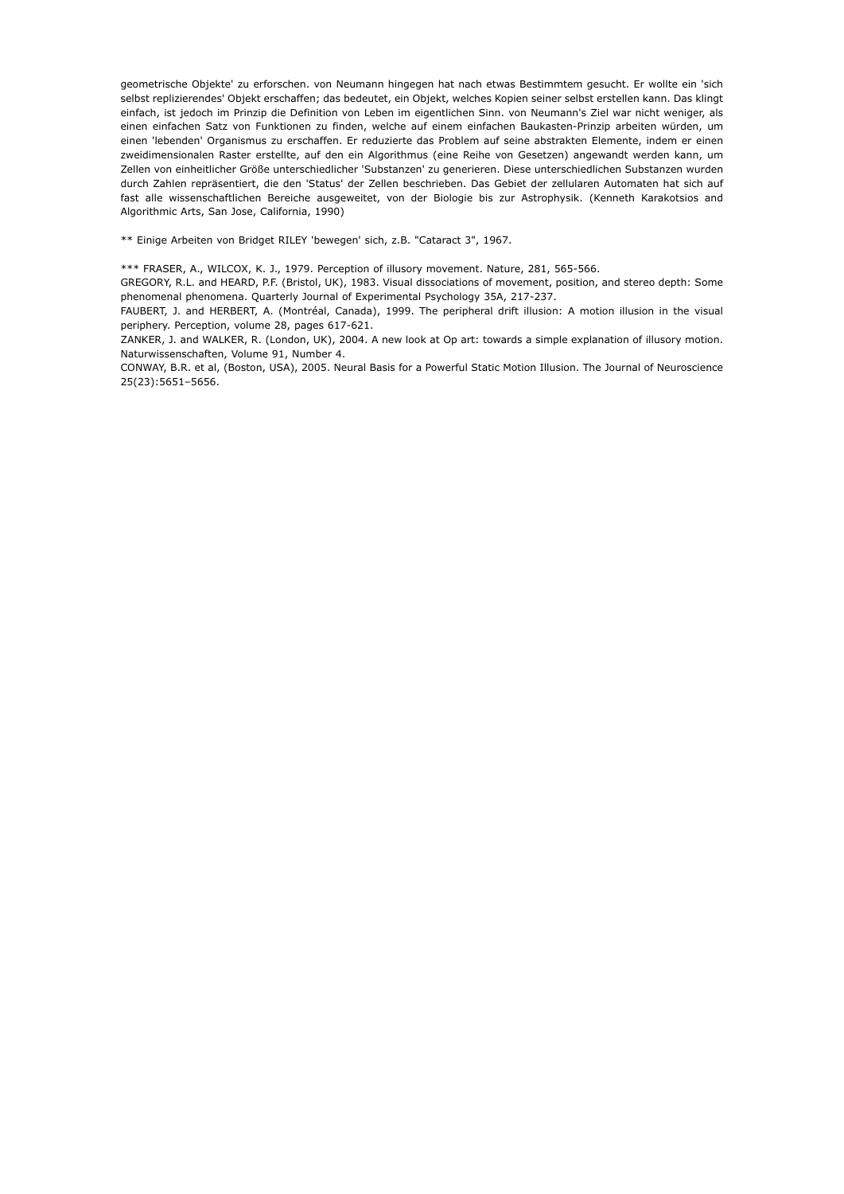geometrische Objekte' zu erforschen. von Neumann hingegen hat nach etwas Bestimmtem gesucht. Er wollte ein 'sich selbst replizierendes' Objekt erschaffen; das bedeutet, ein Objekt, welches Kopien seiner selbst erstellen kann. Das klingt einfach, ist jedoch im Prinzip die Definition von Leben im eigentlichen Sinn. von Neumann's Ziel war nicht weniger, als einen einfachen Satz von Funktionen zu finden, welche auf einem einfachen Baukasten-Prinzip arbeiten würden, um einen 'lebenden' Organismus zu erschaffen. Er reduzierte das Problem auf seine abstrakten Elemente, indem er einen zweidimensionalen Raster erstellte, auf den ein Algorithmus (eine Reihe von Gesetzen) angewandt werden kann, um Zellen von einheitlicher Größe unterschiedlicher 'Substanzen' zu generieren. Diese unterschiedlichen Substanzen wurden durch Zahlen repräsentiert, die den 'Status' der Zellen beschrieben. Das Gebiet der zellularen Automaten hat sich auf fast alle wissenschaftlichen Bereiche ausgeweitet, von der Biologie bis zur Astrophysik. (Kenneth Karakotsios and Algorithmic Arts, San Jose, California, 1990)

** Einige Arbeiten von Bridget RILEY 'bewegen' sich, z.B. "Cataract 3", 1967.

*** FRASER, A., WILCOX, K. J., 1979. Perception of illusory movement. Nature, 281, 565-566.
GREGORY, R.L. and HEARD, P.F. (Bristol, UK), 1983. Visual dissociations of movement, position, and stereo depth: Some phenomenal phenomena. Quarterly Journal of Experimental Psychology 35A, 217-237.
FAUBERT, J. and HERBERT, A. (Montréal, Canada), 1999. The peripheral drift illusion: A motion illusion in the visual periphery. Perception, volume 28, pages 617-621.
ZANKER, J. and WALKER, R. (London, UK), 2004. A new look at Op art: towards a simple explanation of illusory motion. Naturwissenschaften, Volume 91, Number 4.
CONWAY, B.R. et al, (Boston, USA), 2005. Neural Basis for a Powerful Static Motion Illusion. The Journal of Neuroscience 25(23):5651–5656.